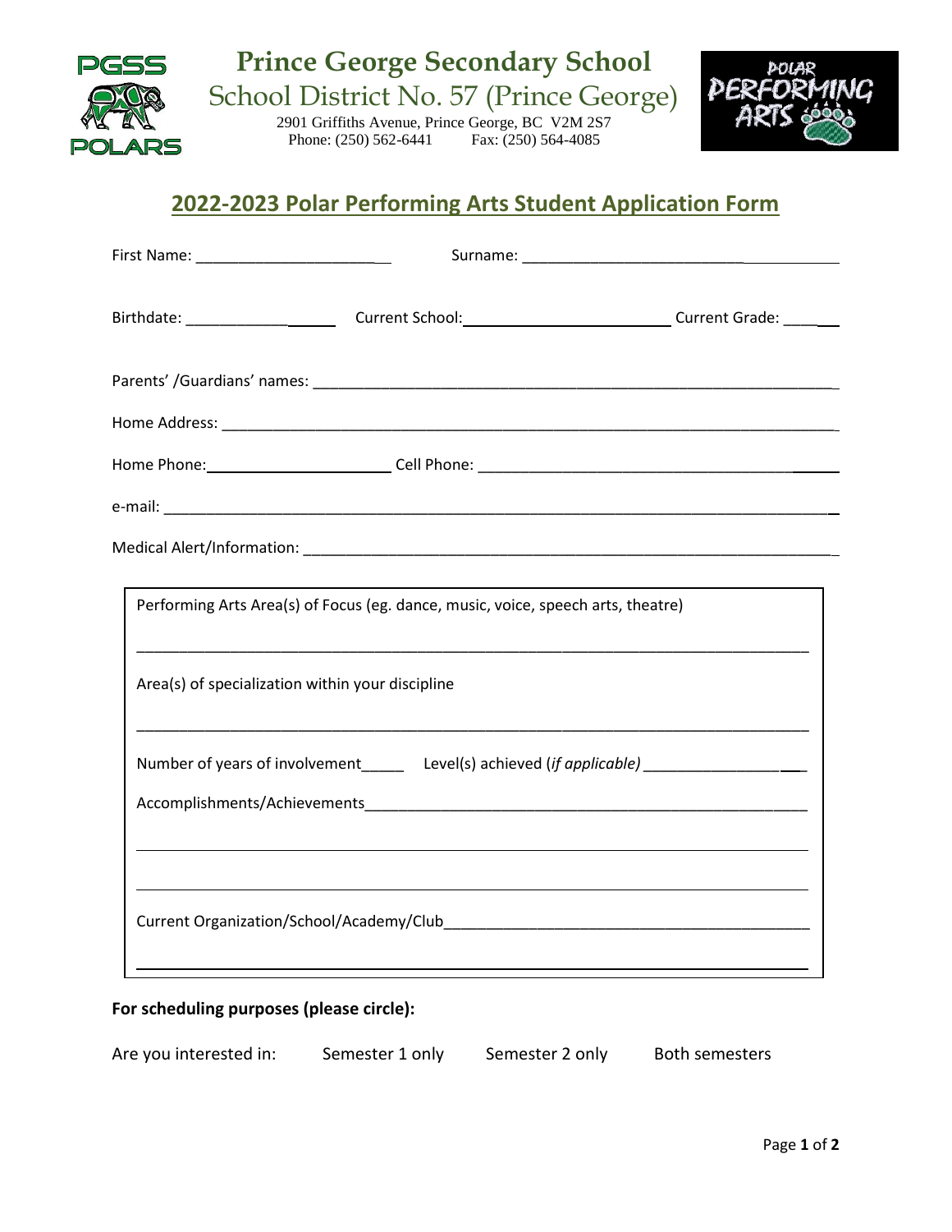# Prince George Secondary School

## School District No. 57 (Prince George)

2901 Griffiths Avenue, Prince George, BC V2M 2S7
Phone: (250) 562-6441 Fax: (250) 564-4085

## 2022-2023 Polar Performing Arts Student Application Form

First Name: ______________________ Surname: ______________________

Birthdate: ______________ Current School: ______________________ Current Grade: ______

Parents' /Guardians' names: ______________________________________________

Home Address: ______________________________________________

Home Phone: ______________________ Cell Phone: ______________________

e-mail: ______________________________________________

Medical Alert/Information: ______________________________________________

Performing Arts Area(s) of Focus (eg. dance, music, voice, speech arts, theatre)

______________________________________________

Area(s) of specialization within your discipline

______________________________________________

Number of years of involvement______ Level(s) achieved (*if applicable*) ____________________

Accomplishments/Achievements______________________________________________

______________________________________________

______________________________________________

Current Organization/School/Academy/Club______________________________________________

______________________________________________

**For scheduling purposes (please circle):**

Are you interested in: Semester 1 only Semester 2 only Both semesters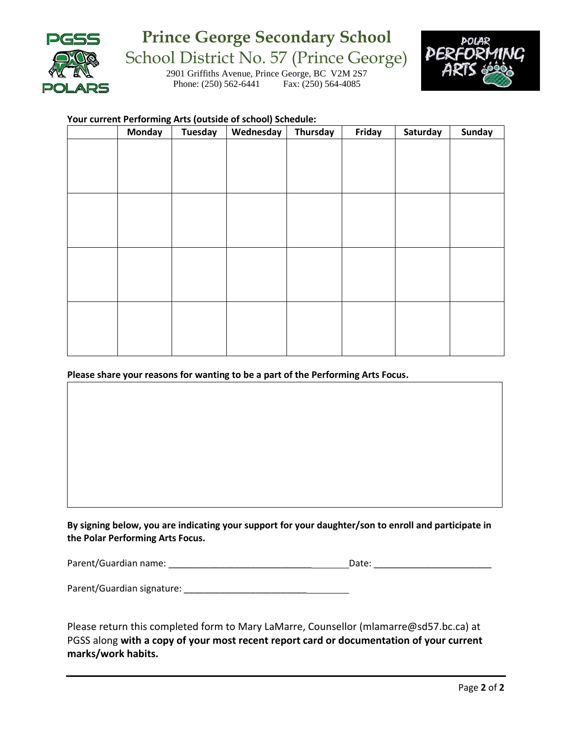# Prince George Secondary School

School District No. 57 (Prince George)

2901 Griffiths Avenue, Prince George, BC V2M 2S7
Phone: (250) 562-6441 Fax: (250) 564-4085

**Your current Performing Arts (outside of school) Schedule:**

| | Monday | Tuesday | Wednesday | Thursday | Friday | Saturday | Sunday |
|---|---|---|---|---|---|---|---|
| | | | | | | | |
| | | | | | | | |
| | | | | | | | |
| | | | | | | | |

**Please share your reasons for wanting to be a part of the Performing Arts Focus.**

**By signing below, you are indicating your support for your daughter/son to enroll and participate in the Polar Performing Arts Focus.**

Parent/Guardian name: ____________________________________ Date: ________________________

Parent/Guardian signature: ___________________________________

Please return this completed form to Mary LaMarre, Counsellor (mlamarre@sd57.bc.ca) at PGSS along **with a copy of your most recent report card or documentation of your current marks/work habits.**